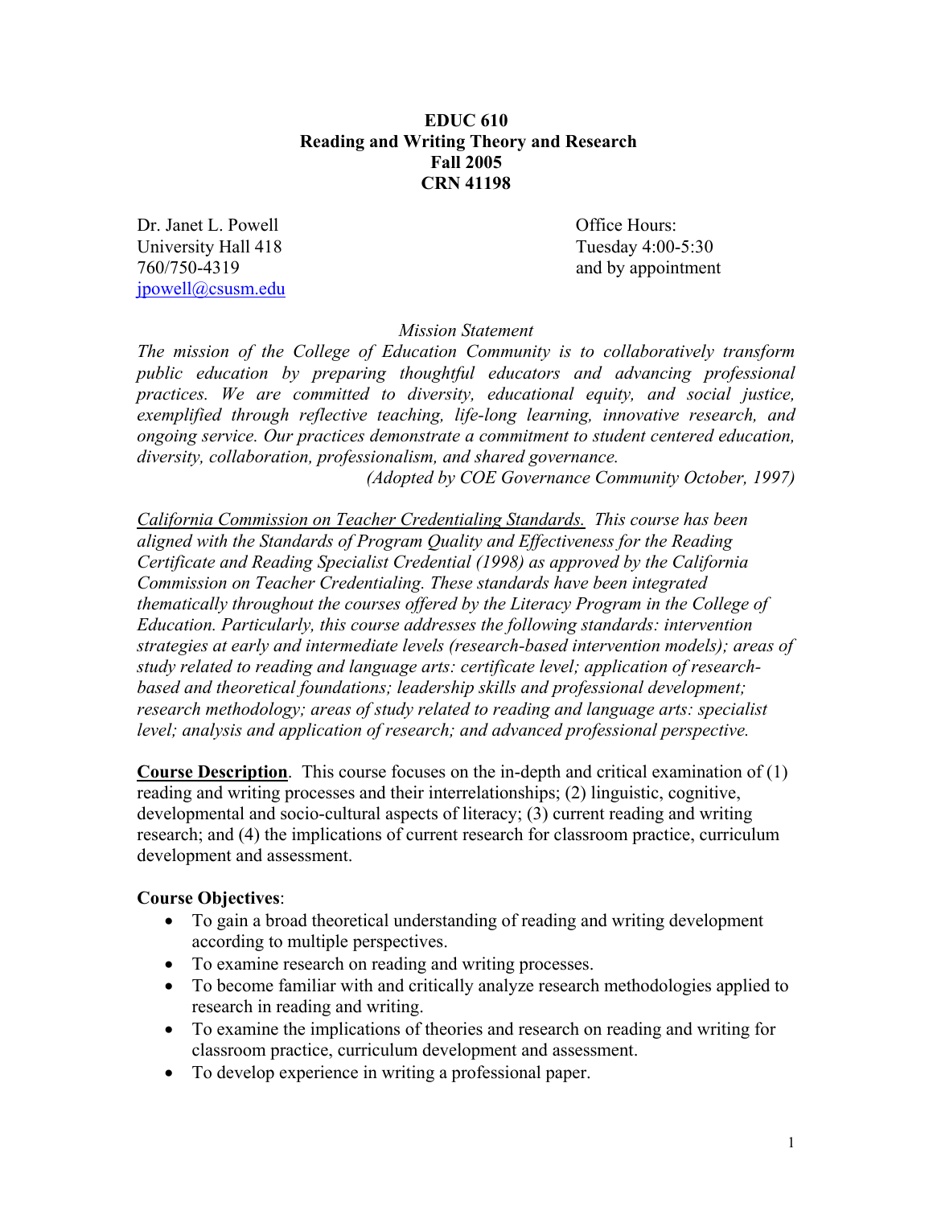# EDUC 610
## Reading and Writing Theory and Research
### Fall 2005
### CRN 41198

Dr. Janet L. Powell
University Hall 418
760/750-4319
jpowell@csusm.edu

Office Hours:
Tuesday 4:00-5:30
and by appointment

*Mission Statement*

*The mission of the College of Education Community is to collaboratively transform public education by preparing thoughtful educators and advancing professional practices. We are committed to diversity, educational equity, and social justice, exemplified through reflective teaching, life-long learning, innovative research, and ongoing service. Our practices demonstrate a commitment to student centered education, diversity, collaboration, professionalism, and shared governance.*

*(Adopted by COE Governance Community October, 1997)*

*<u>California Commission on Teacher Credentialing Standards.</u> This course has been aligned with the Standards of Program Quality and Effectiveness for the Reading Certificate and Reading Specialist Credential (1998) as approved by the California Commission on Teacher Credentialing. These standards have been integrated thematically throughout the courses offered by the Literacy Program in the College of Education. Particularly, this course addresses the following standards: intervention strategies at early and intermediate levels (research-based intervention models); areas of study related to reading and language arts: certificate level; application of research-based and theoretical foundations; leadership skills and professional development; research methodology; areas of study related to reading and language arts: specialist level; analysis and application of research; and advanced professional perspective.*

**<u>Course Description</u>**. This course focuses on the in-depth and critical examination of (1) reading and writing processes and their interrelationships; (2) linguistic, cognitive, developmental and socio-cultural aspects of literacy; (3) current reading and writing research; and (4) the implications of current research for classroom practice, curriculum development and assessment.

**Course Objectives**:

- To gain a broad theoretical understanding of reading and writing development according to multiple perspectives.
- To examine research on reading and writing processes.
- To become familiar with and critically analyze research methodologies applied to research in reading and writing.
- To examine the implications of theories and research on reading and writing for classroom practice, curriculum development and assessment.
- To develop experience in writing a professional paper.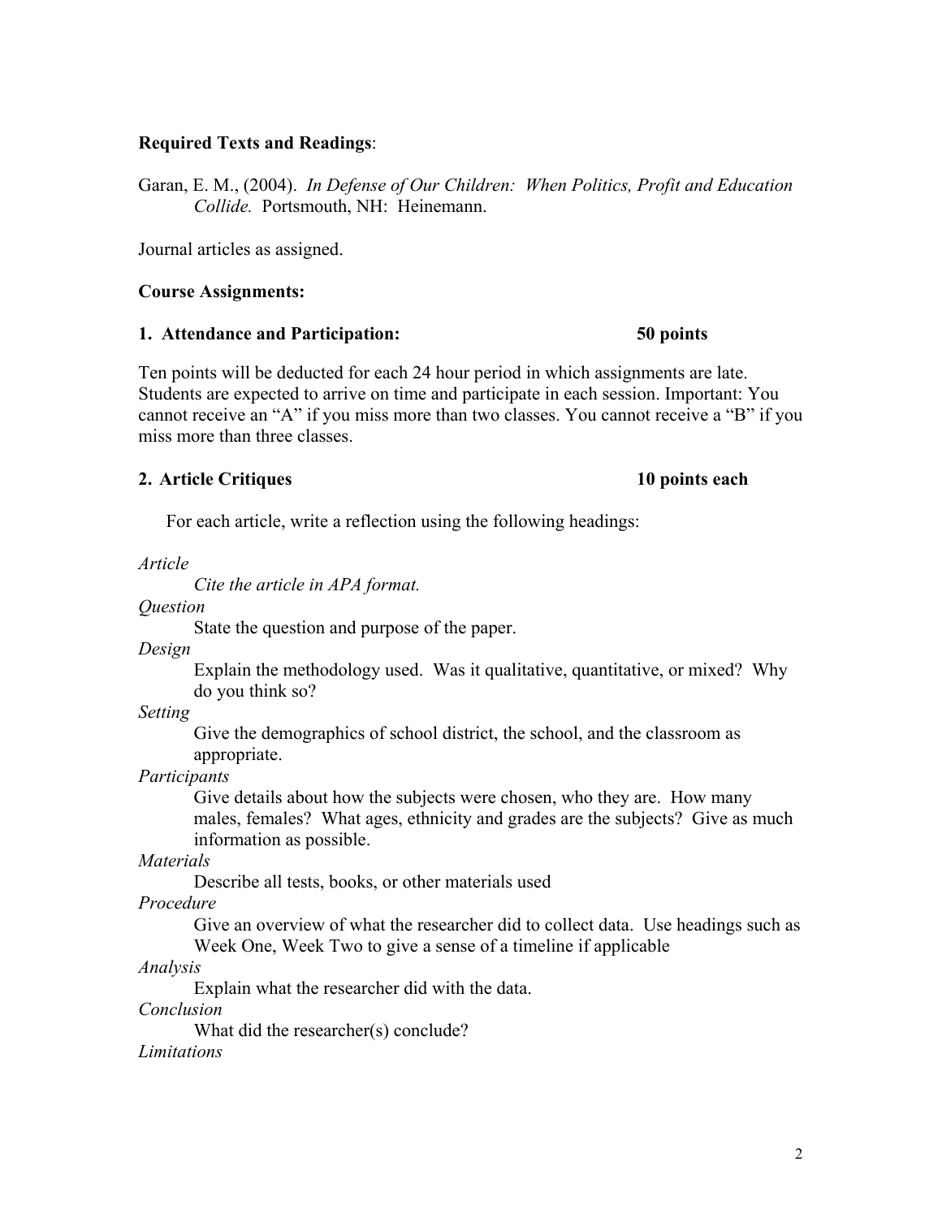**Required Texts and Readings**:

Garan, E. M., (2004). *In Defense of Our Children: When Politics, Profit and Education Collide.* Portsmouth, NH: Heinemann.

Journal articles as assigned.

**Course Assignments:**

**1. Attendance and Participation: 50 points**

Ten points will be deducted for each 24 hour period in which assignments are late. Students are expected to arrive on time and participate in each session. Important: You cannot receive an "A" if you miss more than two classes. You cannot receive a "B" if you miss more than three classes.

**2. Article Critiques 10 points each**

For each article, write a reflection using the following headings:

*Article*

*Cite the article in APA format.*

*Question*

State the question and purpose of the paper.

*Design*

Explain the methodology used. Was it qualitative, quantitative, or mixed? Why do you think so?

*Setting*

Give the demographics of school district, the school, and the classroom as appropriate.

*Participants*

Give details about how the subjects were chosen, who they are. How many males, females? What ages, ethnicity and grades are the subjects? Give as much information as possible.

*Materials*

Describe all tests, books, or other materials used

*Procedure*

Give an overview of what the researcher did to collect data. Use headings such as Week One, Week Two to give a sense of a timeline if applicable

*Analysis*

Explain what the researcher did with the data.

*Conclusion*

What did the researcher(s) conclude?

*Limitations*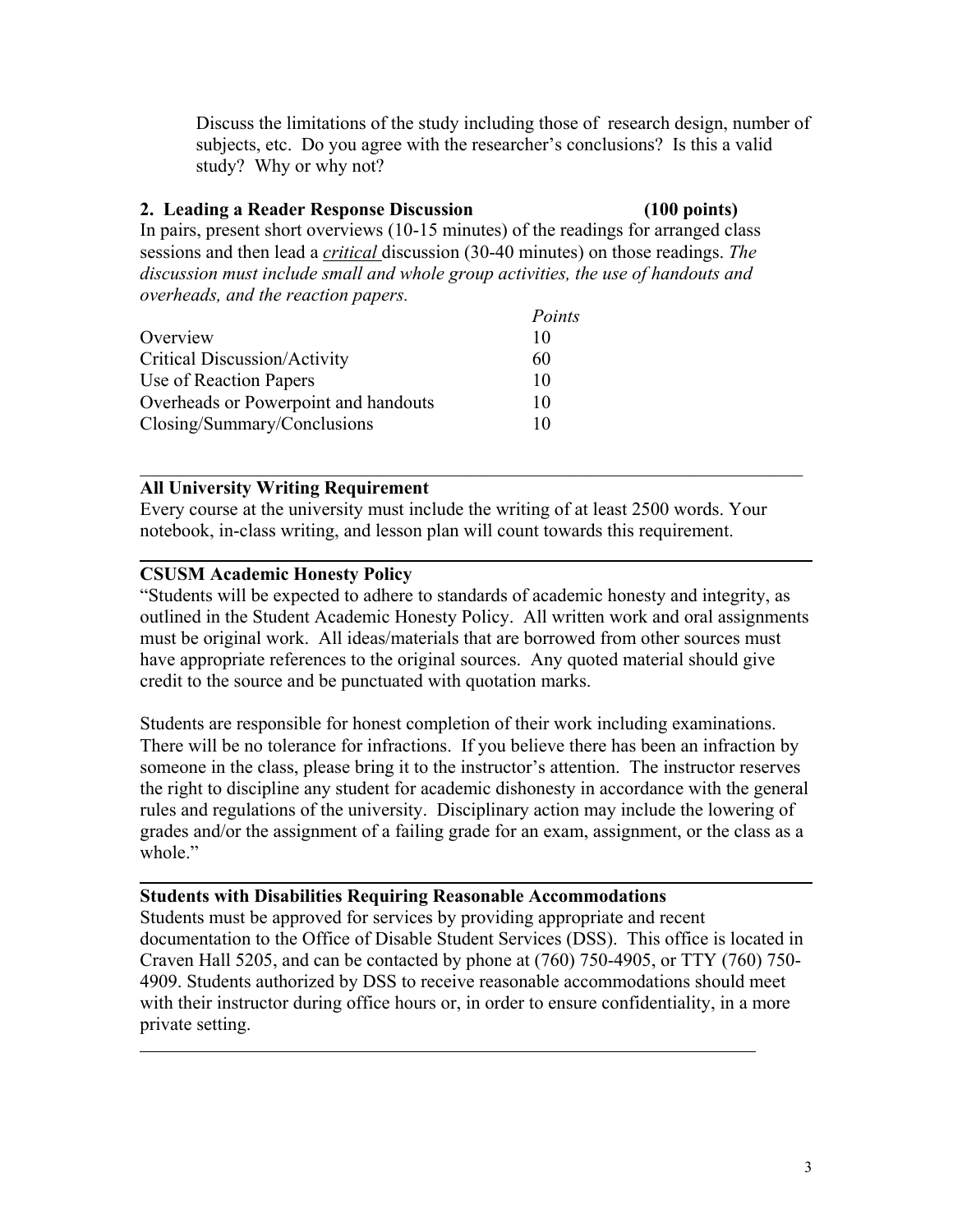Discuss the limitations of the study including those of research design, number of subjects, etc. Do you agree with the researcher's conclusions? Is this a valid study? Why or why not?

**2. Leading a Reader Response Discussion (100 points)**

In pairs, present short overviews (10-15 minutes) of the readings for arranged class sessions and then lead a ***critical*** discussion (30-40 minutes) on those readings. *The discussion must include small and whole group activities, the use of handouts and overheads, and the reaction papers.*

| | *Points* |
|---|---|
| Overview | 10 |
| Critical Discussion/Activity | 60 |
| Use of Reaction Papers | 10 |
| Overheads or Powerpoint and handouts | 10 |
| Closing/Summary/Conclusions | 10 |

---

**All University Writing Requirement**

Every course at the university must include the writing of at least 2500 words. Your notebook, in-class writing, and lesson plan will count towards this requirement.

---

**CSUSM Academic Honesty Policy**

"Students will be expected to adhere to standards of academic honesty and integrity, as outlined in the Student Academic Honesty Policy. All written work and oral assignments must be original work. All ideas/materials that are borrowed from other sources must have appropriate references to the original sources. Any quoted material should give credit to the source and be punctuated with quotation marks.

Students are responsible for honest completion of their work including examinations. There will be no tolerance for infractions. If you believe there has been an infraction by someone in the class, please bring it to the instructor's attention. The instructor reserves the right to discipline any student for academic dishonesty in accordance with the general rules and regulations of the university. Disciplinary action may include the lowering of grades and/or the assignment of a failing grade for an exam, assignment, or the class as a whole."

---

**Students with Disabilities Requiring Reasonable Accommodations**

Students must be approved for services by providing appropriate and recent documentation to the Office of Disable Student Services (DSS). This office is located in Craven Hall 5205, and can be contacted by phone at (760) 750-4905, or TTY (760) 750-4909. Students authorized by DSS to receive reasonable accommodations should meet with their instructor during office hours or, in order to ensure confidentiality, in a more private setting.

---